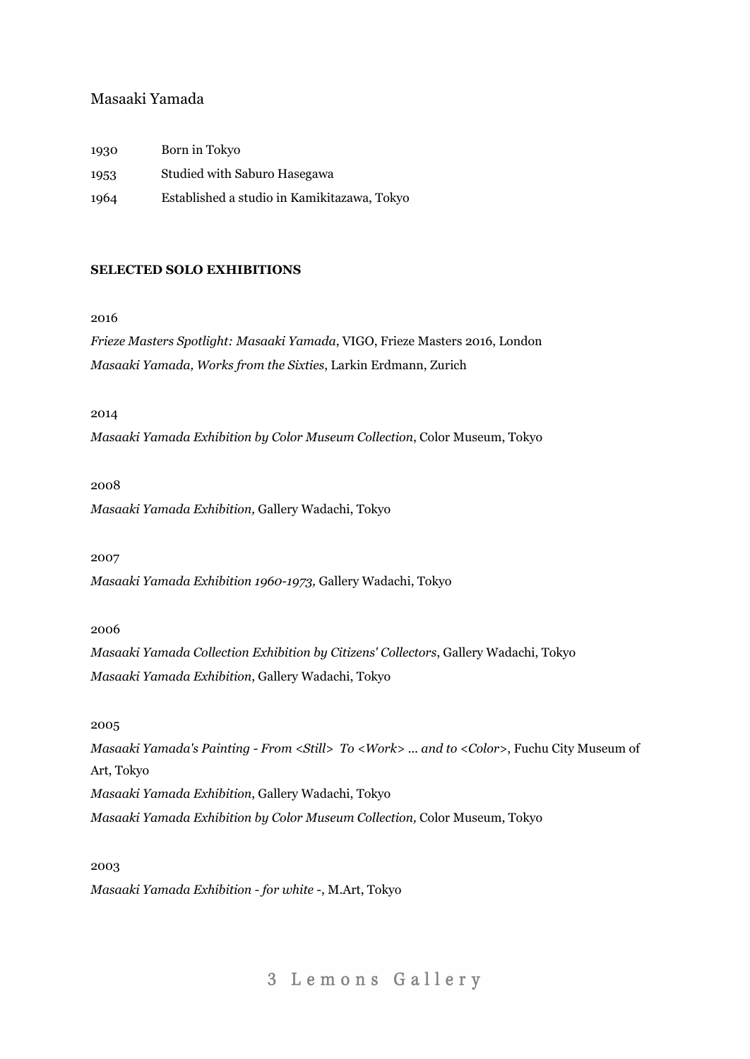# Masaaki Yamada

1930 Born in Tokyo

1953 Studied with Saburo Hasegawa

1964 Established a studio in Kamikitazawa, Tokyo

**SELECTED SOLO EXHIBITIONS**

2016

*Frieze Masters Spotlight: Masaaki Yamada*, VIGO, Frieze Masters 2016, London

*Masaaki Yamada, Works from the Sixties*, Larkin Erdmann, Zurich

2014

*Masaaki Yamada Exhibition by Color Museum Collection*, Color Museum, Tokyo

2008

*Masaaki Yamada Exhibition,* Gallery Wadachi, Tokyo

2007

*Masaaki Yamada Exhibition 1960-1973,* Gallery Wadachi, Tokyo

2006

*Masaaki Yamada Collection Exhibition by Citizens' Collectors*, Gallery Wadachi, Tokyo

*Masaaki Yamada Exhibition*, Gallery Wadachi, Tokyo

2005

*Masaaki Yamada's Painting - From <Still> To <Work> ... and to <Color>*, Fuchu City Museum of Art, Tokyo

*Masaaki Yamada Exhibition*, Gallery Wadachi, Tokyo

*Masaaki Yamada Exhibition by Color Museum Collection,* Color Museum, Tokyo

2003

*Masaaki Yamada Exhibition - for white -*, M.Art, Tokyo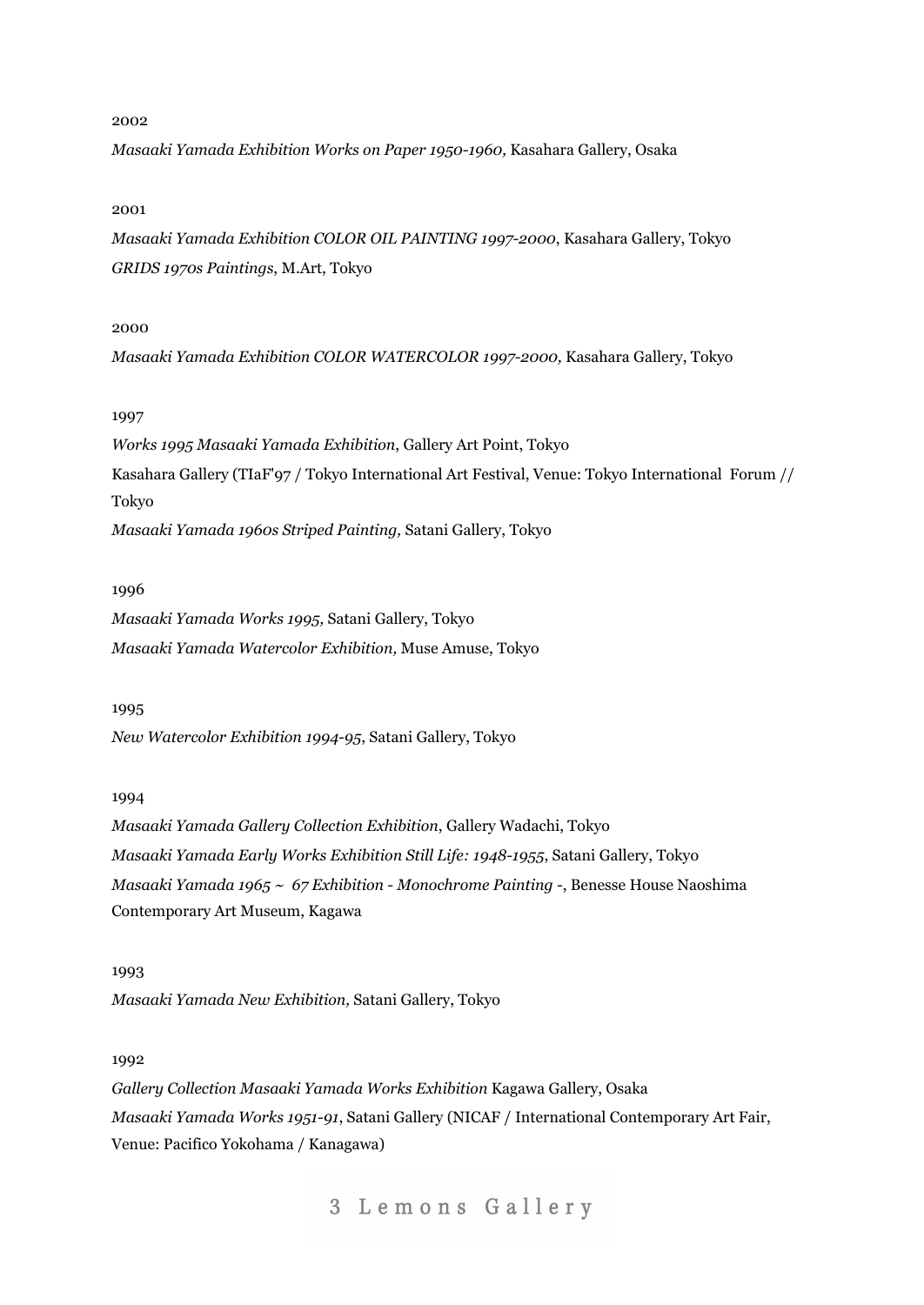2002

*Masaaki Yamada Exhibition Works on Paper 1950-1960,* Kasahara Gallery, Osaka

2001

*Masaaki Yamada Exhibition COLOR OIL PAINTING 1997-2000*, Kasahara Gallery, Tokyo
*GRIDS 1970s Paintings*, M.Art, Tokyo

2000

*Masaaki Yamada Exhibition COLOR WATERCOLOR 1997-2000,* Kasahara Gallery, Tokyo

1997

*Works 1995 Masaaki Yamada Exhibition*, Gallery Art Point, Tokyo
Kasahara Gallery (TIaF'97 / Tokyo International Art Festival, Venue: Tokyo International Forum // Tokyo
*Masaaki Yamada 1960s Striped Painting,* Satani Gallery, Tokyo

1996

*Masaaki Yamada Works 1995,* Satani Gallery, Tokyo
*Masaaki Yamada Watercolor Exhibition,* Muse Amuse, Tokyo

1995

*New Watercolor Exhibition 1994-95*, Satani Gallery, Tokyo

1994

*Masaaki Yamada Gallery Collection Exhibition*, Gallery Wadachi, Tokyo
*Masaaki Yamada Early Works Exhibition Still Life: 1948-1955*, Satani Gallery, Tokyo
*Masaaki Yamada 1965 ~ 67 Exhibition - Monochrome Painting -*, Benesse House Naoshima Contemporary Art Museum, Kagawa

1993

*Masaaki Yamada New Exhibition,* Satani Gallery, Tokyo

1992

*Gallery Collection Masaaki Yamada Works Exhibition* Kagawa Gallery, Osaka
*Masaaki Yamada Works 1951-91*, Satani Gallery (NICAF / International Contemporary Art Fair, Venue: Pacifico Yokohama / Kanagawa)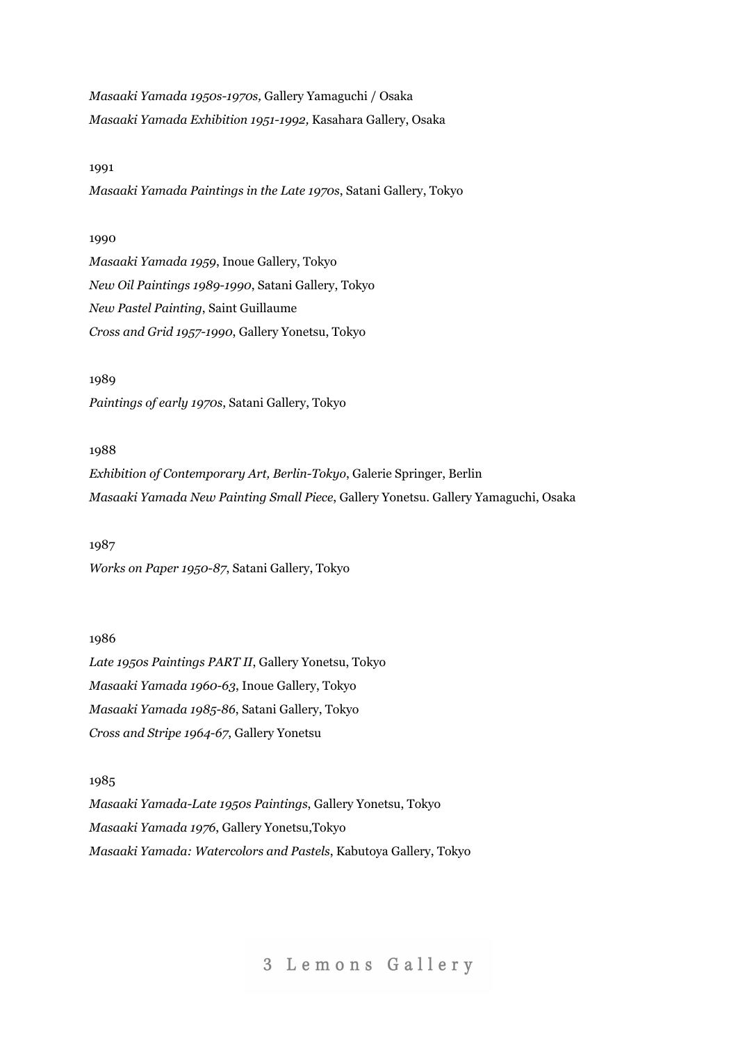*Masaaki Yamada 1950s-1970s,* Gallery Yamaguchi / Osaka
*Masaaki Yamada Exhibition 1951-1992,* Kasahara Gallery, Osaka

1991
*Masaaki Yamada Paintings in the Late 1970s*, Satani Gallery, Tokyo

1990
*Masaaki Yamada 1959*, Inoue Gallery, Tokyo
*New Oil Paintings 1989-1990*, Satani Gallery, Tokyo
*New Pastel Painting*, Saint Guillaume
*Cross and Grid 1957-1990*, Gallery Yonetsu, Tokyo

1989
*Paintings of early 1970s*, Satani Gallery, Tokyo

1988
*Exhibition of Contemporary Art, Berlin-Tokyo*, Galerie Springer, Berlin
*Masaaki Yamada New Painting Small Piece*, Gallery Yonetsu. Gallery Yamaguchi, Osaka

1987
*Works on Paper 1950-87*, Satani Gallery, Tokyo

1986
*Late 1950s Paintings PART II*, Gallery Yonetsu, Tokyo
*Masaaki Yamada 1960-63*, Inoue Gallery, Tokyo
*Masaaki Yamada 1985-86*, Satani Gallery, Tokyo
*Cross and Stripe 1964-67*, Gallery Yonetsu

1985
*Masaaki Yamada-Late 1950s Paintings*, Gallery Yonetsu, Tokyo
*Masaaki Yamada 1976*, Gallery Yonetsu,Tokyo
*Masaaki Yamada: Watercolors and Pastels*, Kabutoya Gallery, Tokyo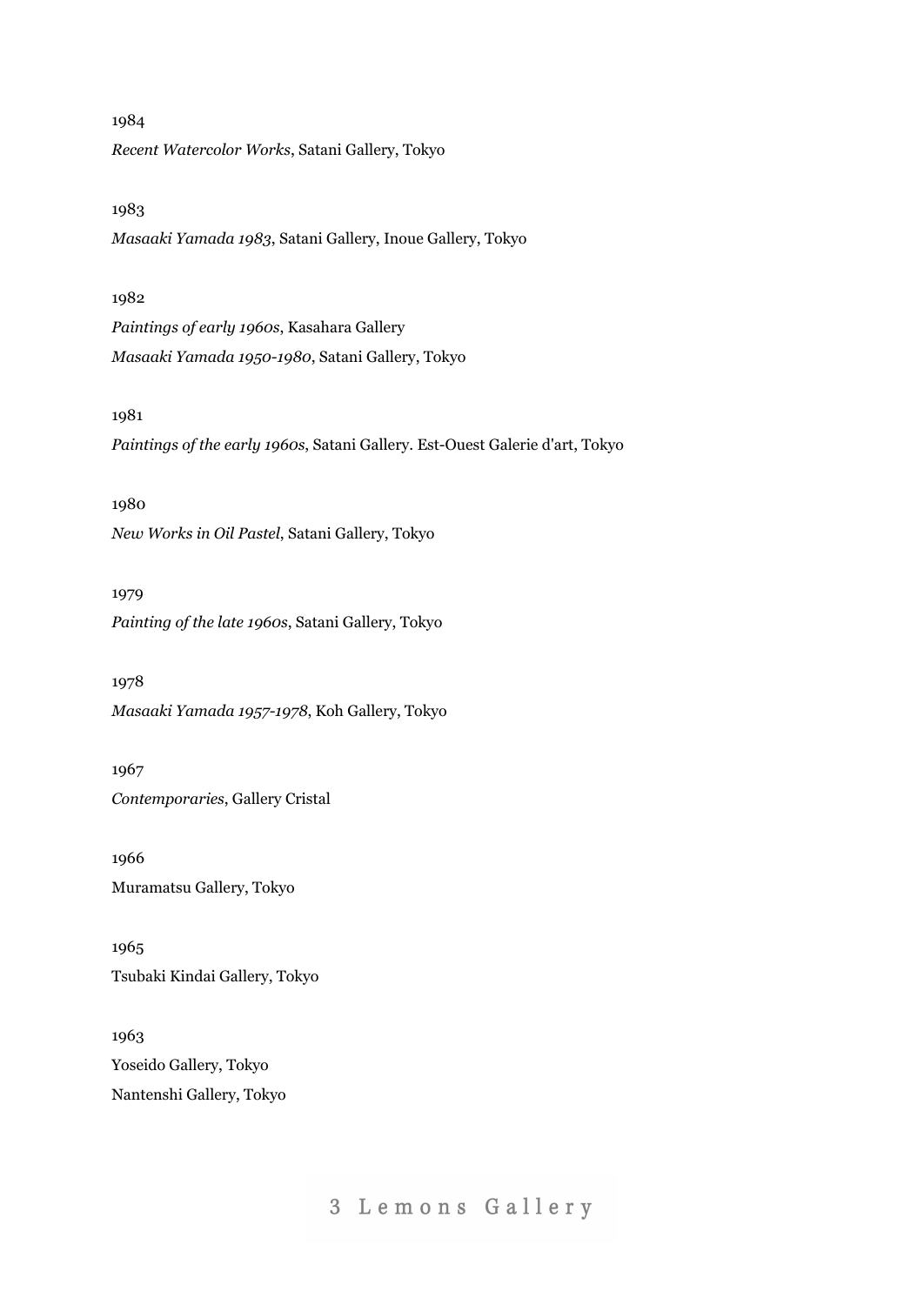1984

*Recent Watercolor Works*, Satani Gallery, Tokyo

1983

*Masaaki Yamada 1983*, Satani Gallery, Inoue Gallery, Tokyo

1982

*Paintings of early 1960s*, Kasahara Gallery

*Masaaki Yamada 1950-1980*, Satani Gallery, Tokyo

1981

*Paintings of the early 1960s*, Satani Gallery. Est-Ouest Galerie d'art, Tokyo

1980

*New Works in Oil Pastel*, Satani Gallery, Tokyo

1979

*Painting of the late 1960s*, Satani Gallery, Tokyo

1978

*Masaaki Yamada 1957-1978*, Koh Gallery, Tokyo

1967

*Contemporaries*, Gallery Cristal

1966

Muramatsu Gallery, Tokyo

1965

Tsubaki Kindai Gallery, Tokyo

1963

Yoseido Gallery, Tokyo

Nantenshi Gallery, Tokyo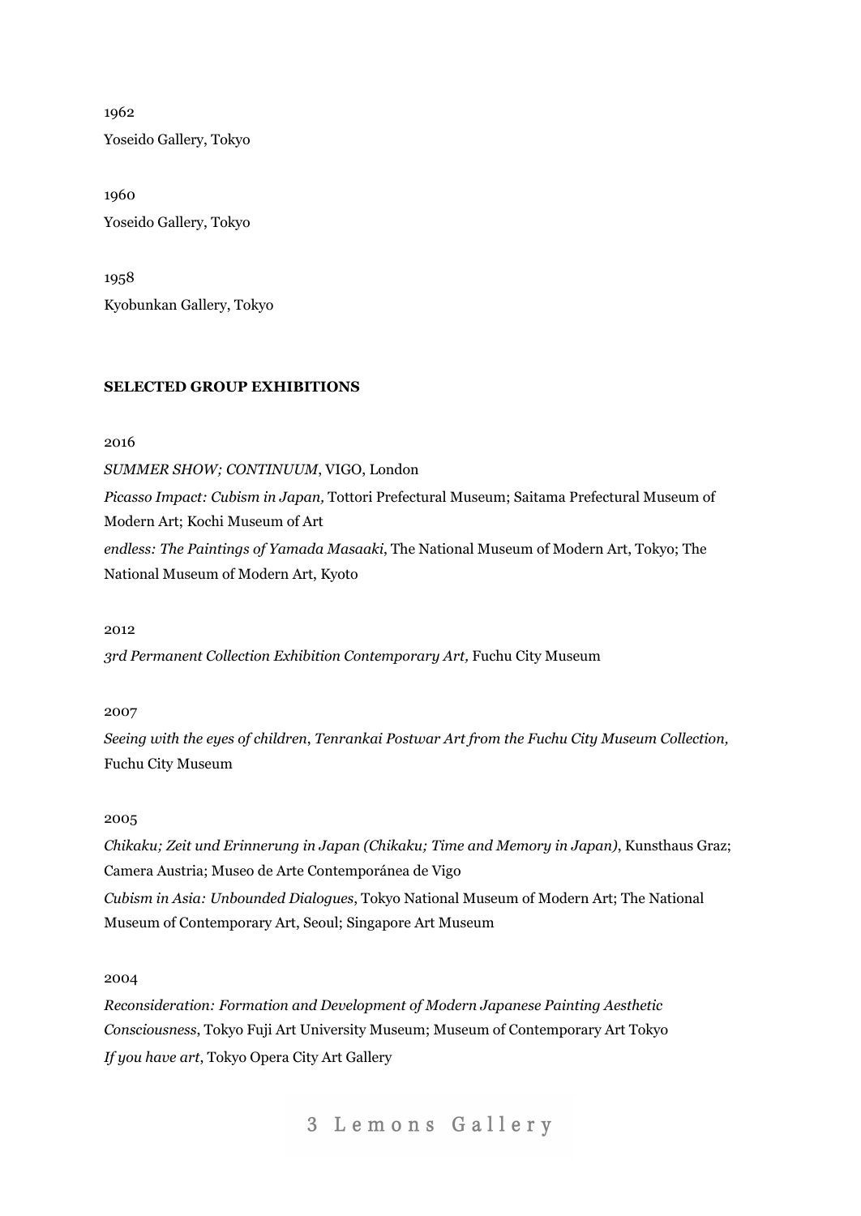1962

Yoseido Gallery, Tokyo

1960

Yoseido Gallery, Tokyo

1958

Kyobunkan Gallery, Tokyo

**SELECTED GROUP EXHIBITIONS**

2016

*SUMMER SHOW; CONTINUUM*, VIGO, London

*Picasso Impact: Cubism in Japan,* Tottori Prefectural Museum; Saitama Prefectural Museum of Modern Art; Kochi Museum of Art

*endless: The Paintings of Yamada Masaaki*, The National Museum of Modern Art, Tokyo; The National Museum of Modern Art, Kyoto

2012

*3rd Permanent Collection Exhibition Contemporary Art,* Fuchu City Museum

2007

*Seeing with the eyes of children*, *Tenrankai Postwar Art from the Fuchu City Museum Collection,* Fuchu City Museum

2005

*Chikaku; Zeit und Erinnerung in Japan (Chikaku; Time and Memory in Japan)*, Kunsthaus Graz; Camera Austria; Museo de Arte Contemporánea de Vigo

*Cubism in Asia: Unbounded Dialogues*, Tokyo National Museum of Modern Art; The National Museum of Contemporary Art, Seoul; Singapore Art Museum

2004

*Reconsideration: Formation and Development of Modern Japanese Painting Aesthetic Consciousness*, Tokyo Fuji Art University Museum; Museum of Contemporary Art Tokyo

*If you have art*, Tokyo Opera City Art Gallery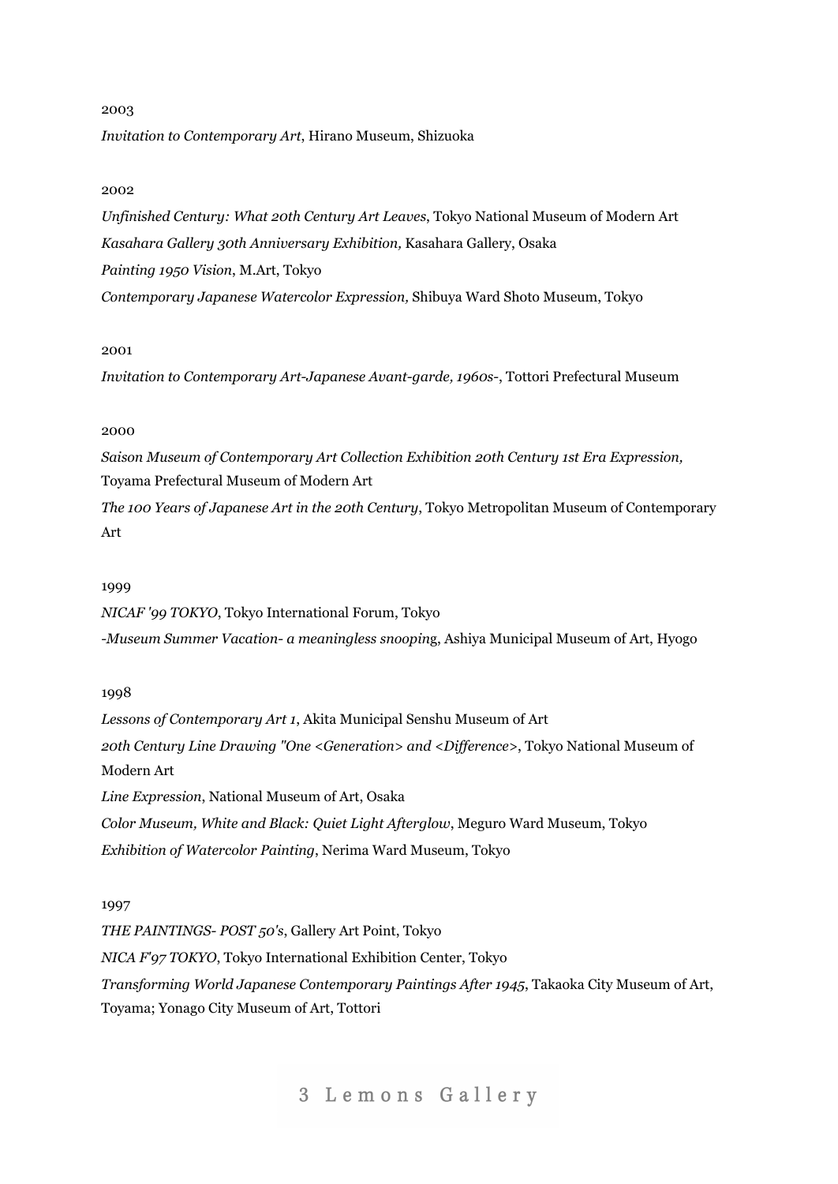2003

*Invitation to Contemporary Art*, Hirano Museum, Shizuoka

2002

*Unfinished Century: What 20th Century Art Leaves*, Tokyo National Museum of Modern Art

*Kasahara Gallery 30th Anniversary Exhibition,* Kasahara Gallery, Osaka

*Painting 1950 Vision*, M.Art, Tokyo

*Contemporary Japanese Watercolor Expression,* Shibuya Ward Shoto Museum, Tokyo

2001

*Invitation to Contemporary Art-Japanese Avant-garde, 1960s-*, Tottori Prefectural Museum

2000

*Saison Museum of Contemporary Art Collection Exhibition 20th Century 1st Era Expression,* Toyama Prefectural Museum of Modern Art

*The 100 Years of Japanese Art in the 20th Century*, Tokyo Metropolitan Museum of Contemporary Art

1999

*NICAF '99 TOKYO*, Tokyo International Forum, Tokyo

*-Museum Summer Vacation- a meaningless snoopin*g, Ashiya Municipal Museum of Art, Hyogo

1998

*Lessons of Contemporary Art 1*, Akita Municipal Senshu Museum of Art

*20th Century Line Drawing "One <Generation> and <Difference>*, Tokyo National Museum of Modern Art

*Line Expression*, National Museum of Art, Osaka

*Color Museum, White and Black: Quiet Light Afterglow*, Meguro Ward Museum, Tokyo

*Exhibition of Watercolor Painting*, Nerima Ward Museum, Tokyo

1997

*THE PAINTINGS- POST 50's*, Gallery Art Point, Tokyo

*NICA F'97 TOKYO*, Tokyo International Exhibition Center, Tokyo

*Transforming World Japanese Contemporary Paintings After 1945*, Takaoka City Museum of Art, Toyama; Yonago City Museum of Art, Tottori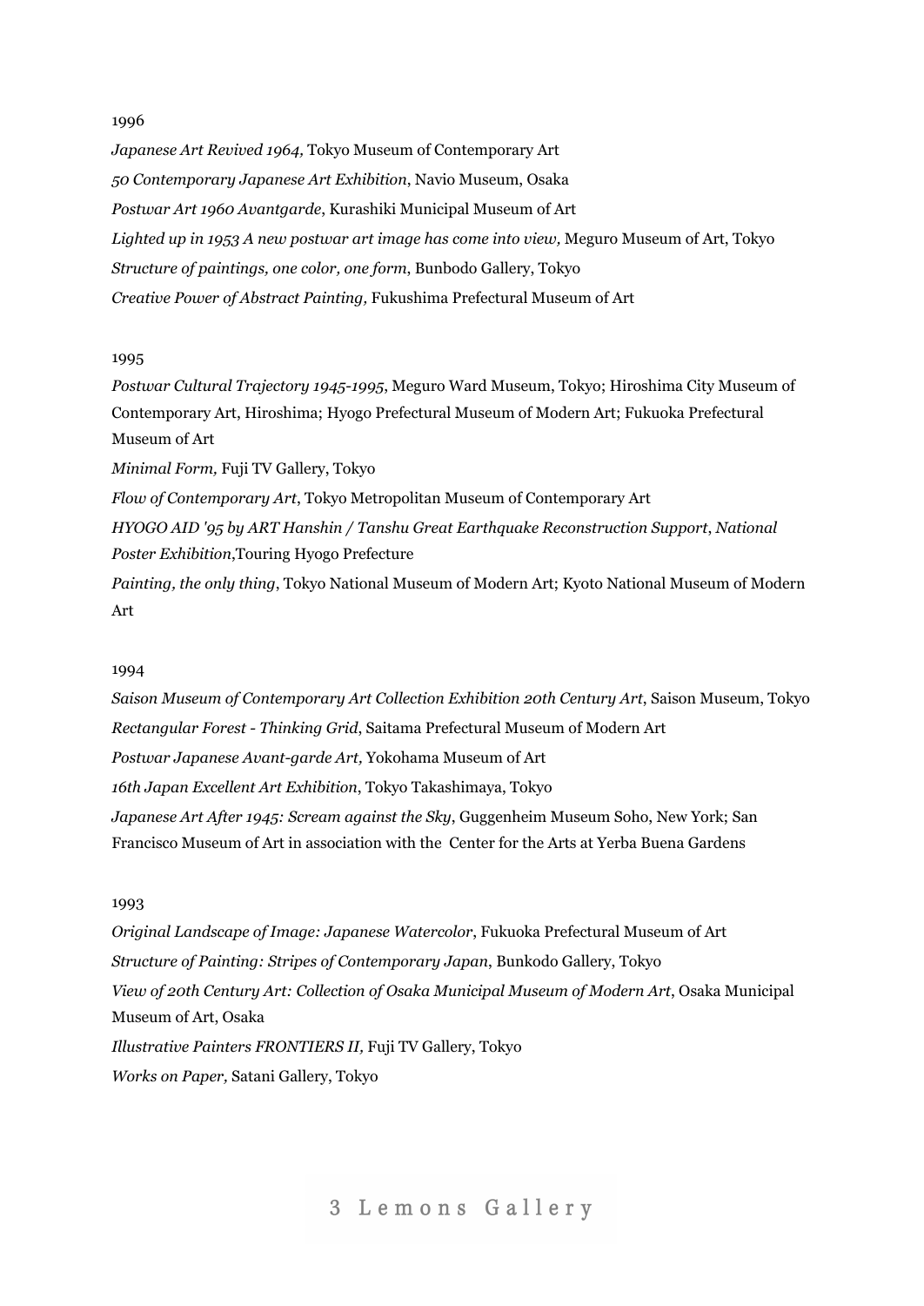1996

*Japanese Art Revived 1964,* Tokyo Museum of Contemporary Art

*50 Contemporary Japanese Art Exhibition*, Navio Museum, Osaka

*Postwar Art 1960 Avantgarde*, Kurashiki Municipal Museum of Art

*Lighted up in 1953 A new postwar art image has come into view,* Meguro Museum of Art, Tokyo

*Structure of paintings, one color, one form*, Bunbodo Gallery, Tokyo

*Creative Power of Abstract Painting,* Fukushima Prefectural Museum of Art

1995

*Postwar Cultural Trajectory 1945-1995*, Meguro Ward Museum, Tokyo; Hiroshima City Museum of Contemporary Art, Hiroshima; Hyogo Prefectural Museum of Modern Art; Fukuoka Prefectural Museum of Art

*Minimal Form,* Fuji TV Gallery, Tokyo

*Flow of Contemporary Art*, Tokyo Metropolitan Museum of Contemporary Art

*HYOGO AID '95 by ART Hanshin / Tanshu Great Earthquake Reconstruction Support*, *National Poster Exhibition*,Touring Hyogo Prefecture

*Painting, the only thing*, Tokyo National Museum of Modern Art; Kyoto National Museum of Modern Art

1994

*Saison Museum of Contemporary Art Collection Exhibition 20th Century Art*, Saison Museum, Tokyo

*Rectangular Forest - Thinking Grid*, Saitama Prefectural Museum of Modern Art

*Postwar Japanese Avant-garde Art,* Yokohama Museum of Art

*16th Japan Excellent Art Exhibition*, Tokyo Takashimaya, Tokyo

*Japanese Art After 1945: Scream against the Sky*, Guggenheim Museum Soho, New York; San Francisco Museum of Art in association with the Center for the Arts at Yerba Buena Gardens

1993

*Original Landscape of Image: Japanese Watercolor*, Fukuoka Prefectural Museum of Art

*Structure of Painting: Stripes of Contemporary Japan*, Bunkodo Gallery, Tokyo

*View of 20th Century Art: Collection of Osaka Municipal Museum of Modern Art*, Osaka Municipal Museum of Art, Osaka

*Illustrative Painters FRONTIERS II,* Fuji TV Gallery, Tokyo

*Works on Paper,* Satani Gallery, Tokyo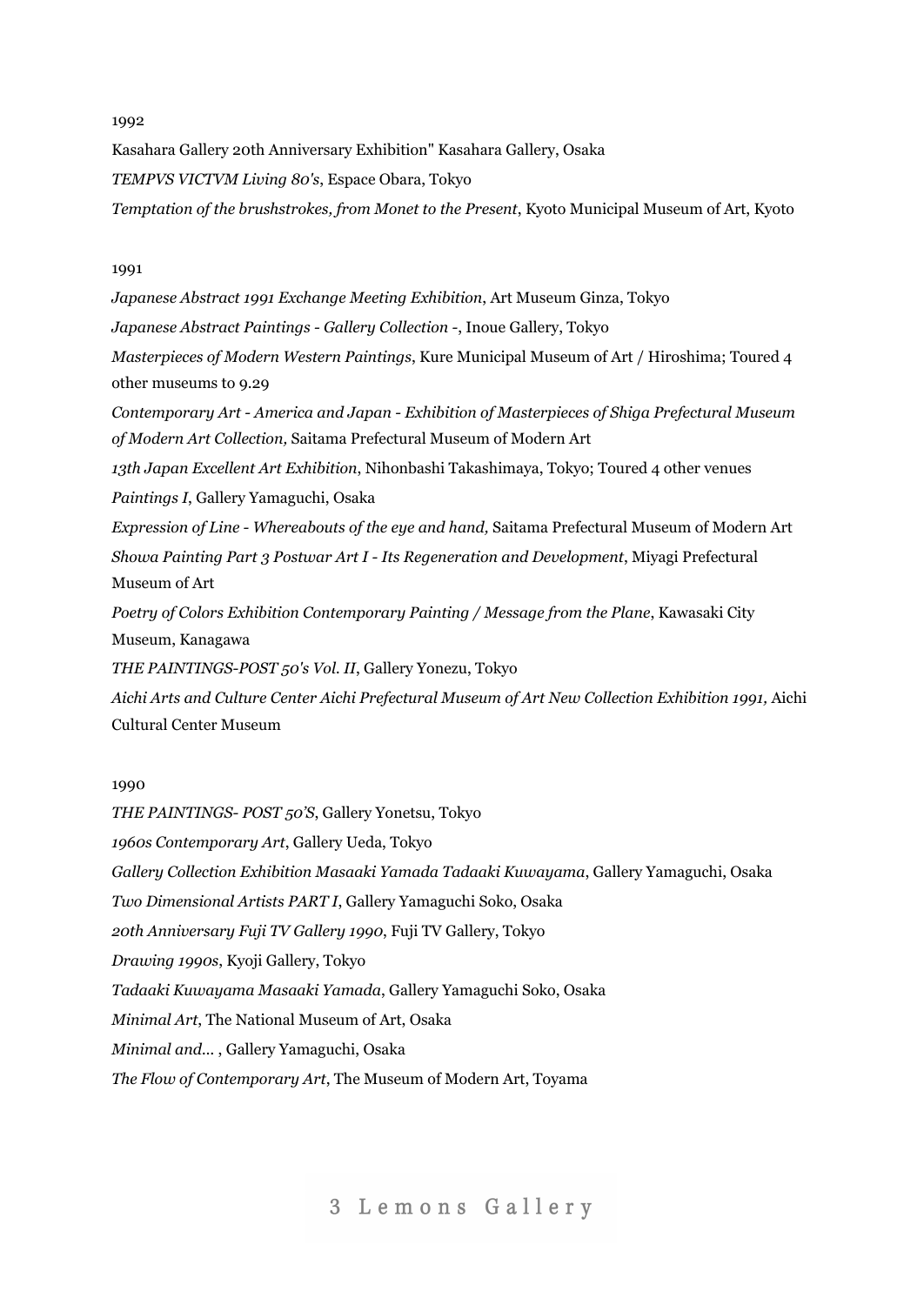1992

Kasahara Gallery 20th Anniversary Exhibition" Kasahara Gallery, Osaka

*TEMPVS VICTVM Living 80's*, Espace Obara, Tokyo

*Temptation of the brushstrokes, from Monet to the Present*, Kyoto Municipal Museum of Art, Kyoto

1991

*Japanese Abstract 1991 Exchange Meeting Exhibition*, Art Museum Ginza, Tokyo

*Japanese Abstract Paintings - Gallery Collection -*, Inoue Gallery, Tokyo

*Masterpieces of Modern Western Paintings*, Kure Municipal Museum of Art / Hiroshima; Toured 4 other museums to 9.29

*Contemporary Art - America and Japan - Exhibition of Masterpieces of Shiga Prefectural Museum of Modern Art Collection,* Saitama Prefectural Museum of Modern Art

*13th Japan Excellent Art Exhibition*, Nihonbashi Takashimaya, Tokyo; Toured 4 other venues

*Paintings I*, Gallery Yamaguchi, Osaka

*Expression of Line - Whereabouts of the eye and hand,* Saitama Prefectural Museum of Modern Art

*Showa Painting Part 3 Postwar Art I - Its Regeneration and Development*, Miyagi Prefectural Museum of Art

*Poetry of Colors Exhibition Contemporary Painting / Message from the Plane*, Kawasaki City Museum, Kanagawa

*THE PAINTINGS-POST 50's Vol. II*, Gallery Yonezu, Tokyo

*Aichi Arts and Culture Center Aichi Prefectural Museum of Art New Collection Exhibition 1991,* Aichi Cultural Center Museum

1990

*THE PAINTINGS- POST 50'S*, Gallery Yonetsu, Tokyo

*1960s Contemporary Art*, Gallery Ueda, Tokyo

*Gallery Collection Exhibition Masaaki Yamada Tadaaki Kuwayama*, Gallery Yamaguchi, Osaka

*Two Dimensional Artists PART I*, Gallery Yamaguchi Soko, Osaka

*20th Anniversary Fuji TV Gallery 1990*, Fuji TV Gallery, Tokyo

*Drawing 1990s*, Kyoji Gallery, Tokyo

*Tadaaki Kuwayama Masaaki Yamada*, Gallery Yamaguchi Soko, Osaka

*Minimal Art*, The National Museum of Art, Osaka

*Minimal and...* , Gallery Yamaguchi, Osaka

*The Flow of Contemporary Art*, The Museum of Modern Art, Toyama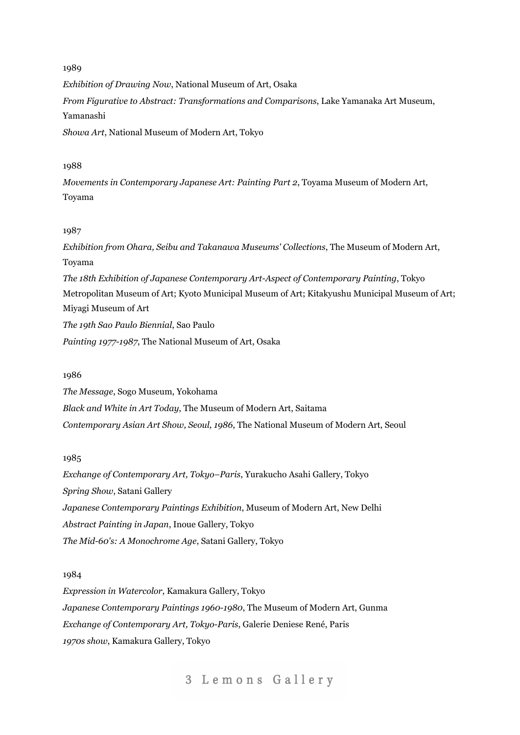1989

*Exhibition of Drawing Now*, National Museum of Art, Osaka

*From Figurative to Abstract: Transformations and Comparisons*, Lake Yamanaka Art Museum, Yamanashi

*Showa Art*, National Museum of Modern Art, Tokyo

1988

*Movements in Contemporary Japanese Art: Painting Part 2*, Toyama Museum of Modern Art, Toyama

1987

*Exhibition from Ohara, Seibu and Takanawa Museums' Collections*, The Museum of Modern Art, Toyama

*The 18th Exhibition of Japanese Contemporary Art-Aspect of Contemporary Painting*, Tokyo Metropolitan Museum of Art; Kyoto Municipal Museum of Art; Kitakyushu Municipal Museum of Art; Miyagi Museum of Art

*The 19th Sao Paulo Biennial*, Sao Paulo

*Painting 1977-1987*, The National Museum of Art, Osaka

1986

*The Message*, Sogo Museum, Yokohama

*Black and White in Art Today*, The Museum of Modern Art, Saitama

*Contemporary Asian Art Show, Seoul, 1986*, The National Museum of Modern Art, Seoul

1985

*Exchange of Contemporary Art, Tokyo–Paris*, Yurakucho Asahi Gallery, Tokyo

*Spring Show*, Satani Gallery

*Japanese Contemporary Paintings Exhibition*, Museum of Modern Art, New Delhi

*Abstract Painting in Japan*, Inoue Gallery, Tokyo

*The Mid-60's: A Monochrome Age*, Satani Gallery, Tokyo

1984

*Expression in Watercolor*, Kamakura Gallery, Tokyo

*Japanese Contemporary Paintings 1960-1980*, The Museum of Modern Art, Gunma

*Exchange of Contemporary Art, Tokyo-Paris*, Galerie Deniese René, Paris

*1970s show*, Kamakura Gallery, Tokyo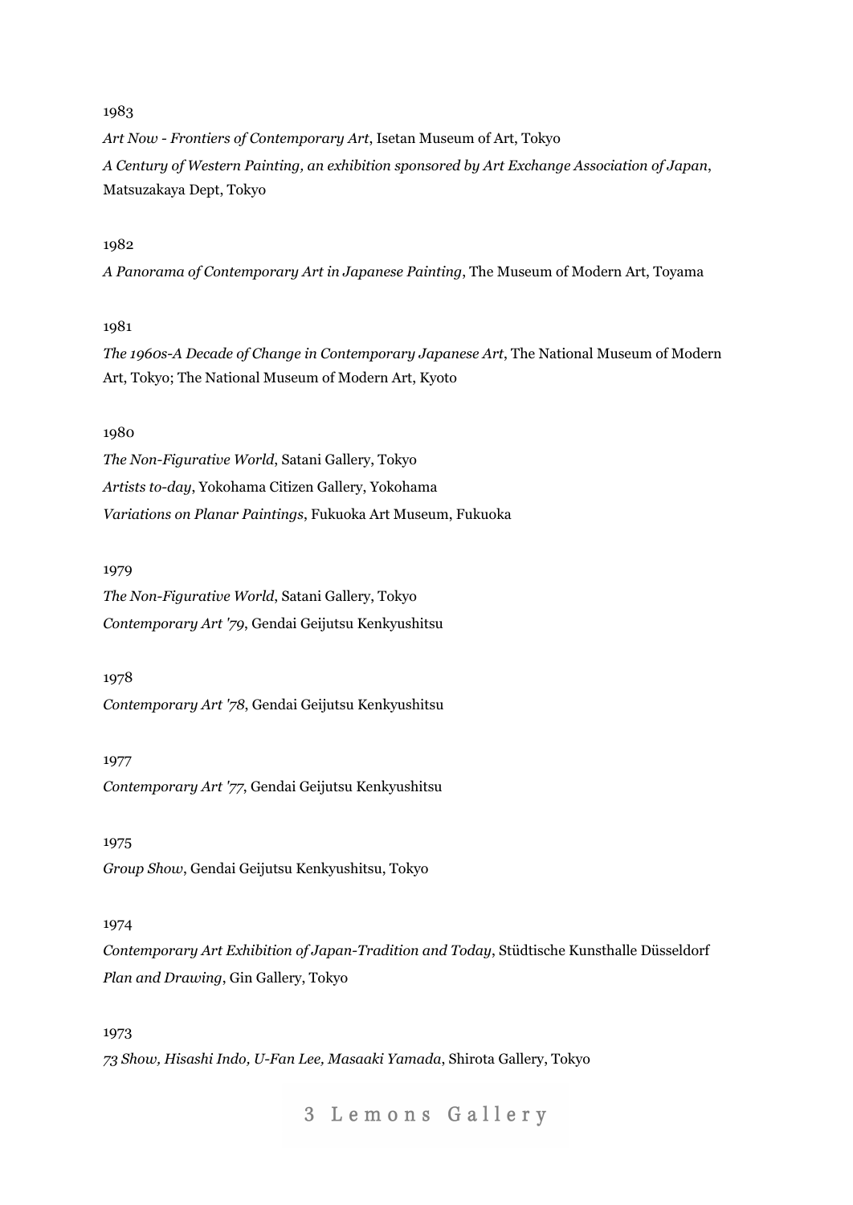1983

*Art Now - Frontiers of Contemporary Art*, Isetan Museum of Art, Tokyo

*A Century of Western Painting, an exhibition sponsored by Art Exchange Association of Japan*, Matsuzakaya Dept, Tokyo

1982

*A Panorama of Contemporary Art in Japanese Painting*, The Museum of Modern Art, Toyama

1981

*The 1960s-A Decade of Change in Contemporary Japanese Art*, The National Museum of Modern Art, Tokyo; The National Museum of Modern Art, Kyoto

1980

*The Non-Figurative World*, Satani Gallery, Tokyo

*Artists to-day*, Yokohama Citizen Gallery, Yokohama

*Variations on Planar Paintings*, Fukuoka Art Museum, Fukuoka

1979

*The Non-Figurative World*, Satani Gallery, Tokyo

*Contemporary Art '79*, Gendai Geijutsu Kenkyushitsu

1978

*Contemporary Art '78*, Gendai Geijutsu Kenkyushitsu

1977

*Contemporary Art '77*, Gendai Geijutsu Kenkyushitsu

1975

*Group Show*, Gendai Geijutsu Kenkyushitsu, Tokyo

1974

*Contemporary Art Exhibition of Japan-Tradition and Today*, Stüdtische Kunsthalle Düsseldorf

*Plan and Drawing*, Gin Gallery, Tokyo

1973

*73 Show, Hisashi Indo, U-Fan Lee, Masaaki Yamada*, Shirota Gallery, Tokyo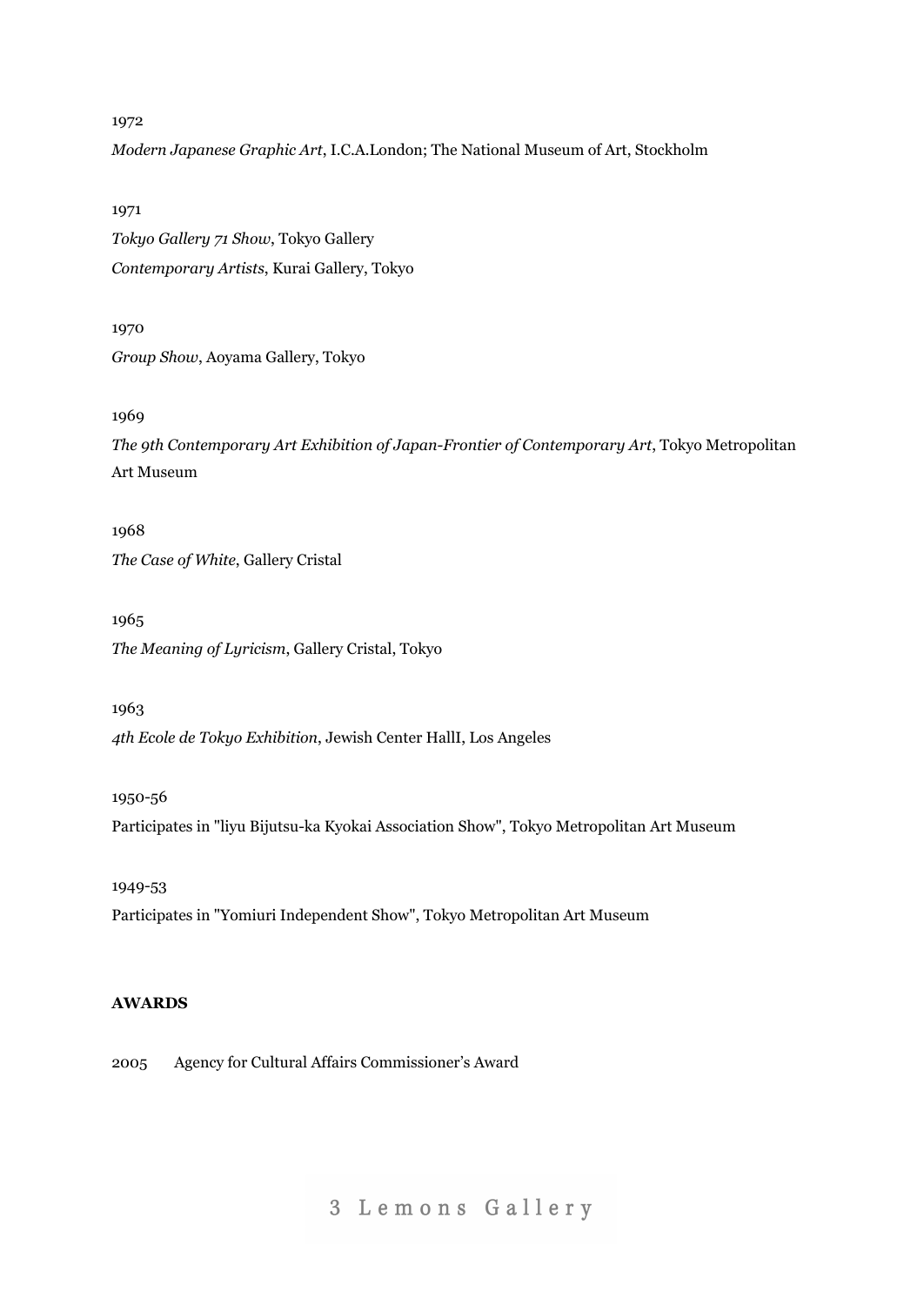1972

*Modern Japanese Graphic Art*, I.C.A.London; The National Museum of Art, Stockholm

1971

*Tokyo Gallery 71 Show*, Tokyo Gallery

*Contemporary Artists*, Kurai Gallery, Tokyo

1970

*Group Show*, Aoyama Gallery, Tokyo

1969

*The 9th Contemporary Art Exhibition of Japan-Frontier of Contemporary Art*, Tokyo Metropolitan Art Museum

1968

*The Case of White*, Gallery Cristal

1965

*The Meaning of Lyricism*, Gallery Cristal, Tokyo

1963

*4th Ecole de Tokyo Exhibition*, Jewish Center HallI, Los Angeles

1950-56

Participates in "Iiyu Bijutsu-ka Kyokai Association Show", Tokyo Metropolitan Art Museum

1949-53

Participates in "Yomiuri Independent Show", Tokyo Metropolitan Art Museum

**AWARDS**

2005 Agency for Cultural Affairs Commissioner's Award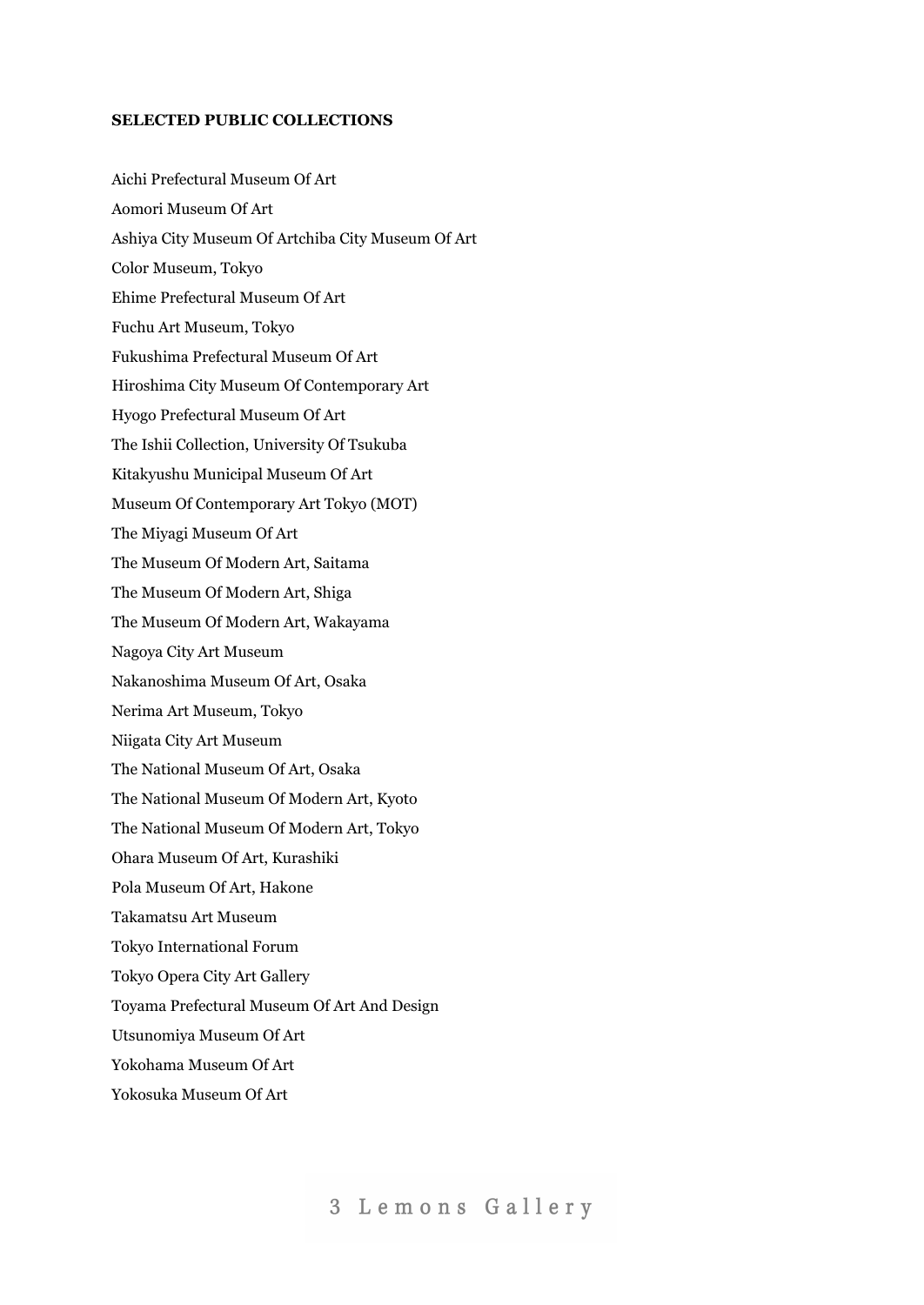**SELECTED PUBLIC COLLECTIONS**

Aichi Prefectural Museum Of Art

Aomori Museum Of Art

Ashiya City Museum Of Artchiba City Museum Of Art

Color Museum, Tokyo

Ehime Prefectural Museum Of Art

Fuchu Art Museum, Tokyo

Fukushima Prefectural Museum Of Art

Hiroshima City Museum Of Contemporary Art

Hyogo Prefectural Museum Of Art

The Ishii Collection, University Of Tsukuba

Kitakyushu Municipal Museum Of Art

Museum Of Contemporary Art Tokyo (MOT)

The Miyagi Museum Of Art

The Museum Of Modern Art, Saitama

The Museum Of Modern Art, Shiga

The Museum Of Modern Art, Wakayama

Nagoya City Art Museum

Nakanoshima Museum Of Art, Osaka

Nerima Art Museum, Tokyo

Niigata City Art Museum

The National Museum Of Art, Osaka

The National Museum Of Modern Art, Kyoto

The National Museum Of Modern Art, Tokyo

Ohara Museum Of Art, Kurashiki

Pola Museum Of Art, Hakone

Takamatsu Art Museum

Tokyo International Forum

Tokyo Opera City Art Gallery

Toyama Prefectural Museum Of Art And Design

Utsunomiya Museum Of Art

Yokohama Museum Of Art

Yokosuka Museum Of Art